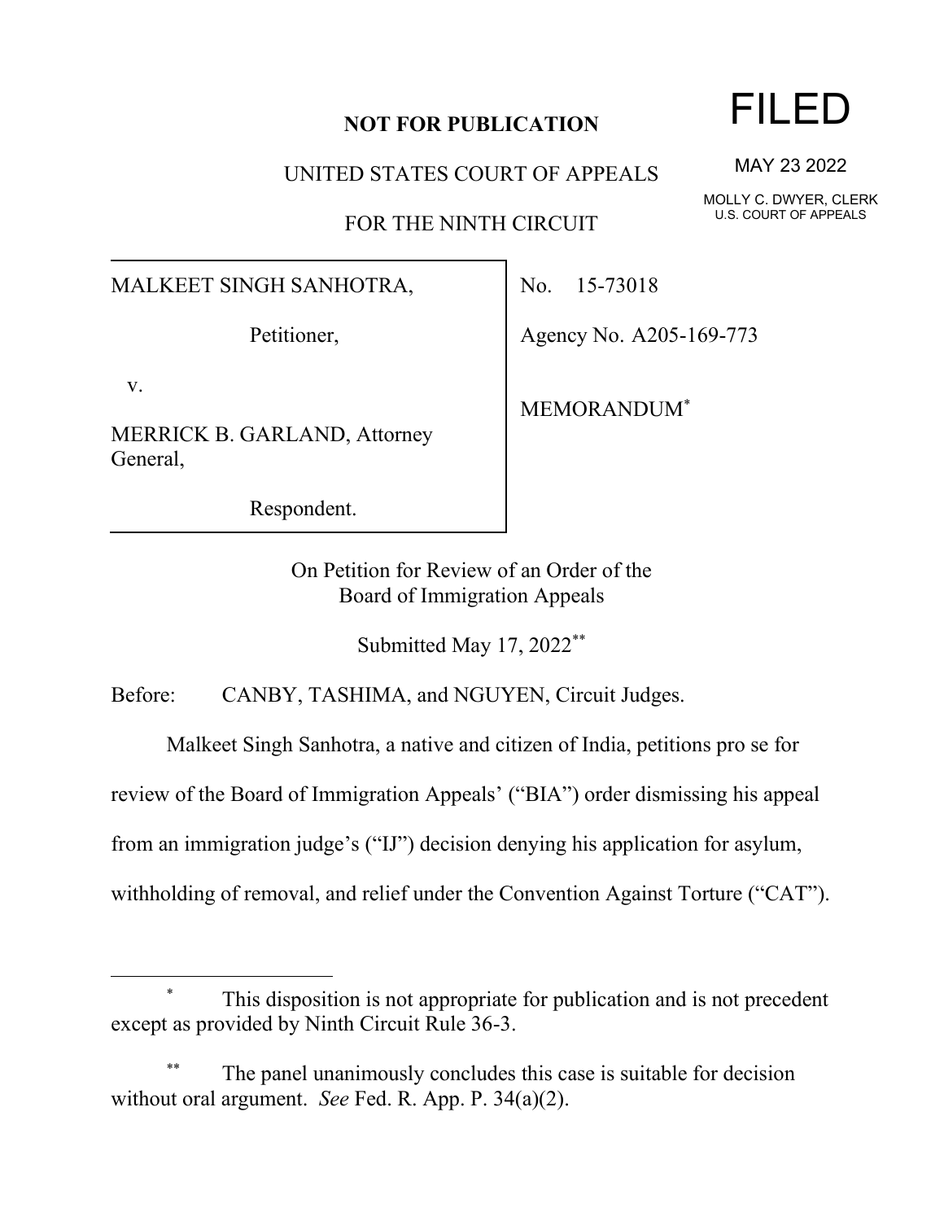**NOT FOR PUBLICATION**

UNITED STATES COURT OF APPEALS

FOR THE NINTH CIRCUIT

FILED

MAY 23 2022

MOLLY C. DWYER, CLERK
U.S. COURT OF APPEALS

MALKEET SINGH SANHOTRA,

Petitioner,

v.

MERRICK B. GARLAND, Attorney General,

Respondent.

No. 15-73018

Agency No. A205-169-773

MEMORANDUM*

On Petition for Review of an Order of the
Board of Immigration Appeals

Submitted May 17, 2022**

Before: CANBY, TASHIMA, and NGUYEN, Circuit Judges.

Malkeet Singh Sanhotra, a native and citizen of India, petitions pro se for review of the Board of Immigration Appeals' ("BIA") order dismissing his appeal from an immigration judge's ("IJ") decision denying his application for asylum, withholding of removal, and relief under the Convention Against Torture ("CAT").

---

\* This disposition is not appropriate for publication and is not precedent except as provided by Ninth Circuit Rule 36-3.

\*\* The panel unanimously concludes this case is suitable for decision without oral argument. *See* Fed. R. App. P. 34(a)(2).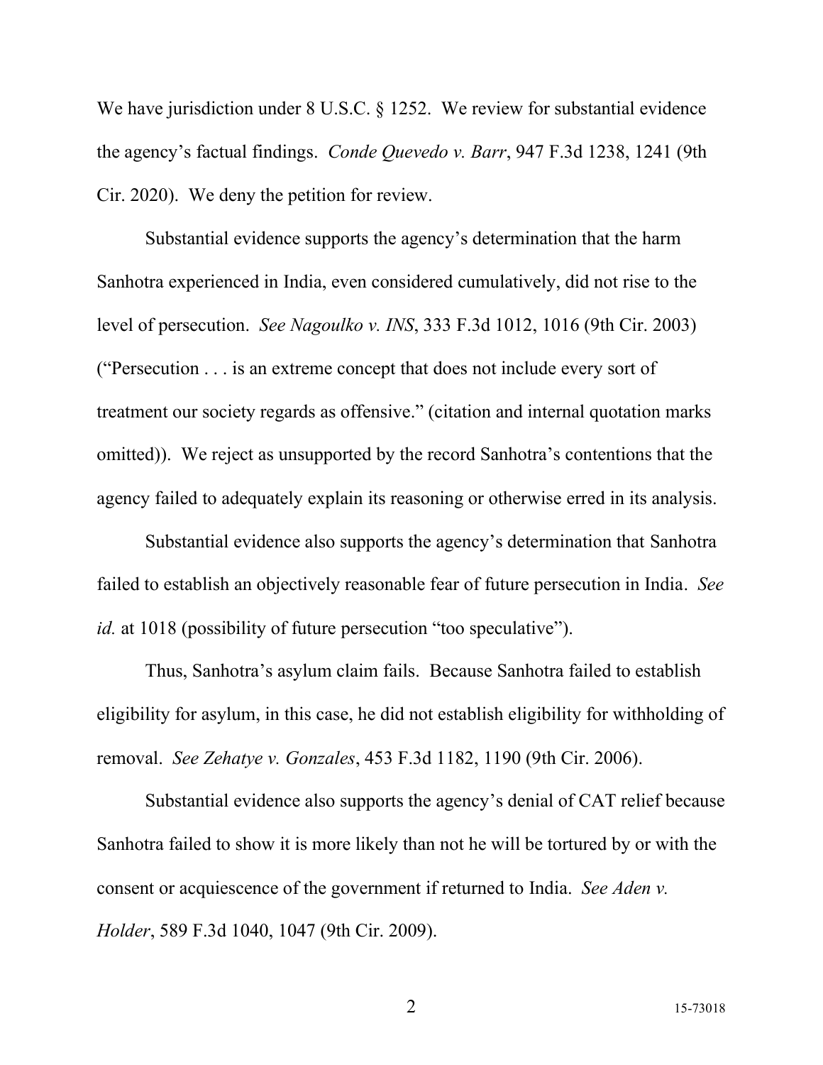We have jurisdiction under 8 U.S.C. § 1252. We review for substantial evidence the agency's factual findings. *Conde Quevedo v. Barr*, 947 F.3d 1238, 1241 (9th Cir. 2020). We deny the petition for review.

Substantial evidence supports the agency's determination that the harm Sanhotra experienced in India, even considered cumulatively, did not rise to the level of persecution. *See Nagoulko v. INS*, 333 F.3d 1012, 1016 (9th Cir. 2003) ("Persecution . . . is an extreme concept that does not include every sort of treatment our society regards as offensive." (citation and internal quotation marks omitted)). We reject as unsupported by the record Sanhotra's contentions that the agency failed to adequately explain its reasoning or otherwise erred in its analysis.

Substantial evidence also supports the agency's determination that Sanhotra failed to establish an objectively reasonable fear of future persecution in India. *See id.* at 1018 (possibility of future persecution "too speculative").

Thus, Sanhotra's asylum claim fails. Because Sanhotra failed to establish eligibility for asylum, in this case, he did not establish eligibility for withholding of removal. *See Zehatye v. Gonzales*, 453 F.3d 1182, 1190 (9th Cir. 2006).

Substantial evidence also supports the agency's denial of CAT relief because Sanhotra failed to show it is more likely than not he will be tortured by or with the consent or acquiescence of the government if returned to India. *See Aden v. Holder*, 589 F.3d 1040, 1047 (9th Cir. 2009).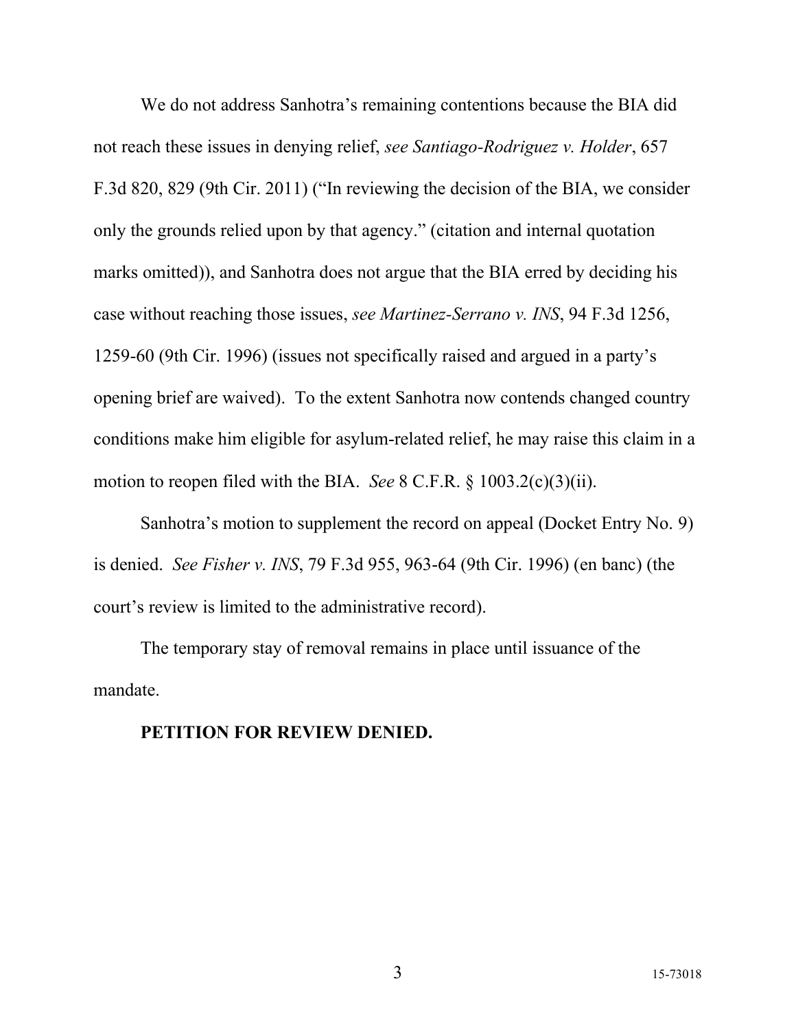We do not address Sanhotra's remaining contentions because the BIA did not reach these issues in denying relief, *see Santiago-Rodriguez v. Holder*, 657 F.3d 820, 829 (9th Cir. 2011) ("In reviewing the decision of the BIA, we consider only the grounds relied upon by that agency." (citation and internal quotation marks omitted)), and Sanhotra does not argue that the BIA erred by deciding his case without reaching those issues, *see Martinez-Serrano v. INS*, 94 F.3d 1256, 1259-60 (9th Cir. 1996) (issues not specifically raised and argued in a party's opening brief are waived). To the extent Sanhotra now contends changed country conditions make him eligible for asylum-related relief, he may raise this claim in a motion to reopen filed with the BIA. *See* 8 C.F.R. § 1003.2(c)(3)(ii).

Sanhotra's motion to supplement the record on appeal (Docket Entry No. 9) is denied. *See Fisher v. INS*, 79 F.3d 955, 963-64 (9th Cir. 1996) (en banc) (the court's review is limited to the administrative record).

The temporary stay of removal remains in place until issuance of the mandate.

**PETITION FOR REVIEW DENIED.**